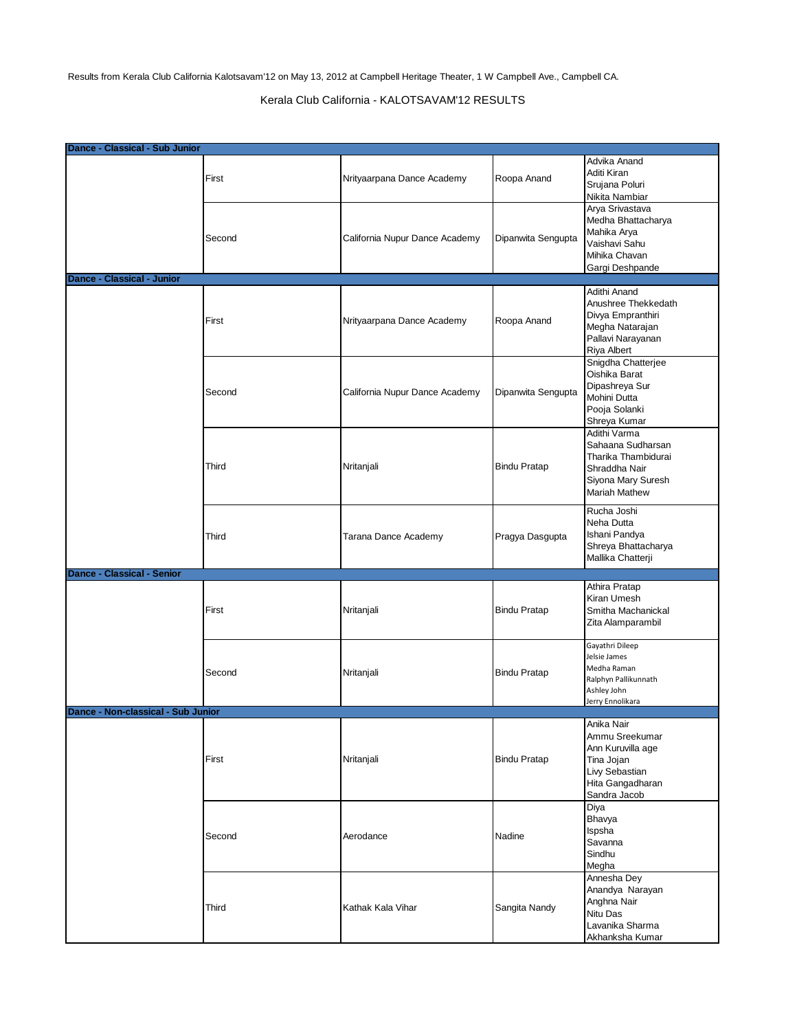Results from Kerala Club California Kalotsavam'12 on May 13, 2012 at Campbell Heritage Theater, 1 W Campbell Ave., Campbell CA.

Kerala Club California - KALOTSAVAM'12 RESULTS

| | | | | |
|---|---|---|---|---|
| **Dance - Classical - Sub Junior** | | | | |
| | First | Nrityaarpana Dance Academy | Roopa Anand | Advika Anand<br>Aditi Kiran<br>Srujana Poluri<br>Nikita Nambiar |
| | Second | California Nupur Dance Academy | Dipanwita Sengupta | Arya Srivastava<br>Medha Bhattacharya<br>Mahika Arya<br>Vaishavi Sahu<br>Mihika Chavan<br>Gargi Deshpande |
| **Dance - Classical - Junior** | | | | |
| | First | Nrityaarpana Dance Academy | Roopa Anand | Adithi Anand<br>Anushree Thekkedath<br>Divya Empranthiri<br>Megha Natarajan<br>Pallavi Narayanan<br>Riya Albert |
| | Second | California Nupur Dance Academy | Dipanwita Sengupta | Snigdha Chatterjee<br>Oishika Barat<br>Dipashreya Sur<br>Mohini Dutta<br>Pooja Solanki<br>Shreya Kumar |
| | Third | Nritanjali | Bindu Pratap | Adithi Varma<br>Sahaana Sudharsan<br>Tharika Thambidurai<br>Shraddha Nair<br>Siyona Mary Suresh<br>Mariah Mathew |
| | Third | Tarana Dance Academy | Pragya Dasgupta | Rucha Joshi<br>Neha Dutta<br>Ishani Pandya<br>Shreya Bhattacharya<br>Mallika Chatterji |
| **Dance - Classical - Senior** | | | | |
| | First | Nritanjali | Bindu Pratap | Athira Pratap<br>Kiran Umesh<br>Smitha Machanickal<br>Zita Alamparambil |
| | Second | Nritanjali | Bindu Pratap | Gayathri Dileep<br>Jelsie James<br>Medha Raman<br>Ralphyn Pallikunnath<br>Ashley John<br>Jerry Ennolikara |
| **Dance - Non-classical - Sub Junior** | | | | |
| | First | Nritanjali | Bindu Pratap | Anika Nair<br>Ammu Sreekumar<br>Ann Kuruvilla age<br>Tina Jojan<br>Livy Sebastian<br>Hita Gangadharan<br>Sandra Jacob |
| | Second | Aerodance | Nadine | Diya<br>Bhavya<br>Ispsha<br>Savanna<br>Sindhu<br>Megha |
| | Third | Kathak Kala Vihar | Sangita Nandy | Annesha Dey<br>Anandya Narayan<br>Anghna Nair<br>Nitu Das<br>Lavanika Sharma<br>Akhanksha Kumar |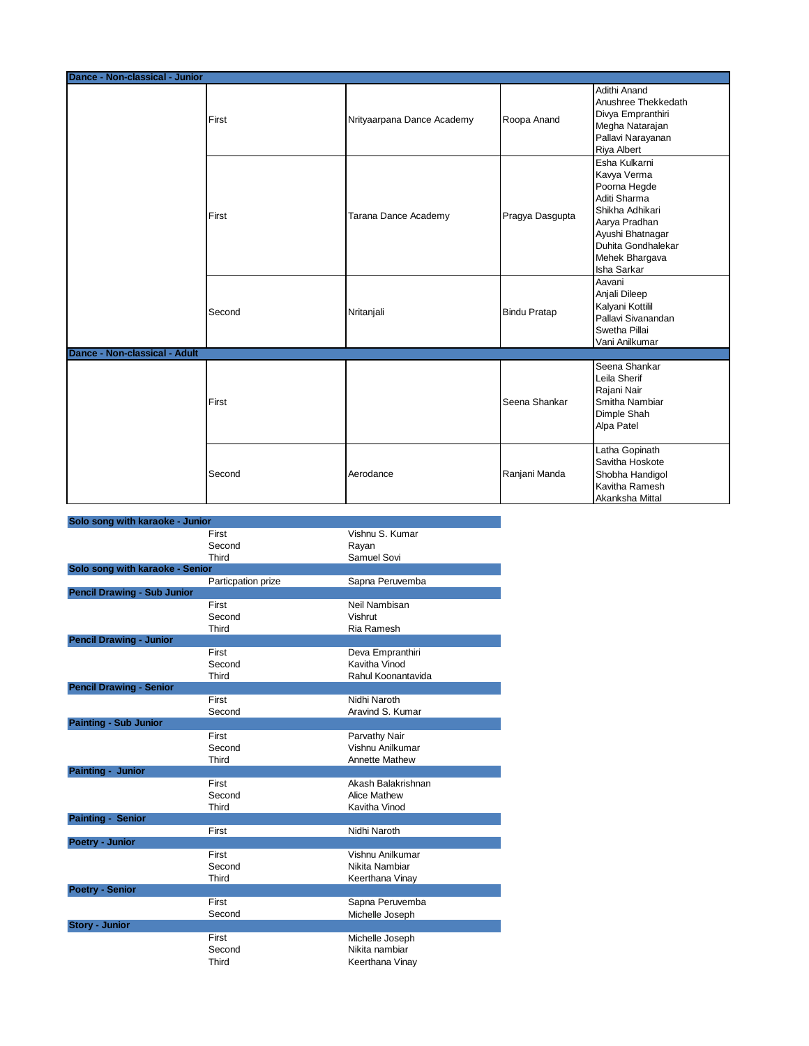**Dance - Non-classical - Junior**

| | | | | |
|---|---|---|---|---|
| | First | Nrityaarpana Dance Academy | Roopa Anand | Adithi Anand<br>Anushree Thekkedath<br>Divya Empranthiri<br>Megha Natarajan<br>Pallavi Narayanan<br>Riya Albert |
| | First | Tarana Dance Academy | Pragya Dasgupta | Esha Kulkarni<br>Kavya Verma<br>Poorna Hegde<br>Aditi Sharma<br>Shikha Adhikari<br>Aarya Pradhan<br>Ayushi Bhatnagar<br>Duhita Gondhalekar<br>Mehek Bhargava<br>Isha Sarkar |
| | Second | Nritanjali | Bindu Pratap | Aavani<br>Anjali Dileep<br>Kalyani Kottilil<br>Pallavi Sivanandan<br>Swetha Pillai<br>Vani Anilkumar |

**Dance - Non-classical - Adult**

| | | | | |
|---|---|---|---|---|
| | First | | Seena Shankar | Seena Shankar<br>Leila Sherif<br>Rajani Nair<br>Smitha Nambiar<br>Dimple Shah<br>Alpa Patel |
| | Second | Aerodance | Ranjani Manda | Latha Gopinath<br>Savitha Hoskote<br>Shobha Handigol<br>Kavitha Ramesh<br>Akanksha Mittal |

| | | |
|---|---|---|
| **Solo song with karaoke - Junior** | | |
| | First | Vishnu S. Kumar |
| | Second | Rayan |
| | Third | Samuel Sovi |
| **Solo song with karaoke - Senior** | | |
| | Particpation prize | Sapna Peruvemba |
| **Pencil Drawing - Sub Junior** | | |
| | First | Neil Nambisan |
| | Second | Vishrut |
| | Third | Ria Ramesh |
| **Pencil Drawing - Junior** | | |
| | First | Deva Empranthiri |
| | Second | Kavitha Vinod |
| | Third | Rahul Koonantavida |
| **Pencil Drawing - Senior** | | |
| | First | Nidhi Naroth |
| | Second | Aravind S. Kumar |
| **Painting - Sub Junior** | | |
| | First | Parvathy Nair |
| | Second | Vishnu Anilkumar |
| | Third | Annette Mathew |
| **Painting - Junior** | | |
| | First | Akash Balakrishnan |
| | Second | Alice Mathew |
| | Third | Kavitha Vinod |
| **Painting - Senior** | | |
| | First | Nidhi Naroth |
| **Poetry - Junior** | | |
| | First | Vishnu Anilkumar |
| | Second | Nikita Nambiar |
| | Third | Keerthana Vinay |
| **Poetry - Senior** | | |
| | First | Sapna Peruvemba |
| | Second | Michelle Joseph |
| **Story - Junior** | | |
| | First | Michelle Joseph |
| | Second | Nikita nambiar |
| | Third | Keerthana Vinay |